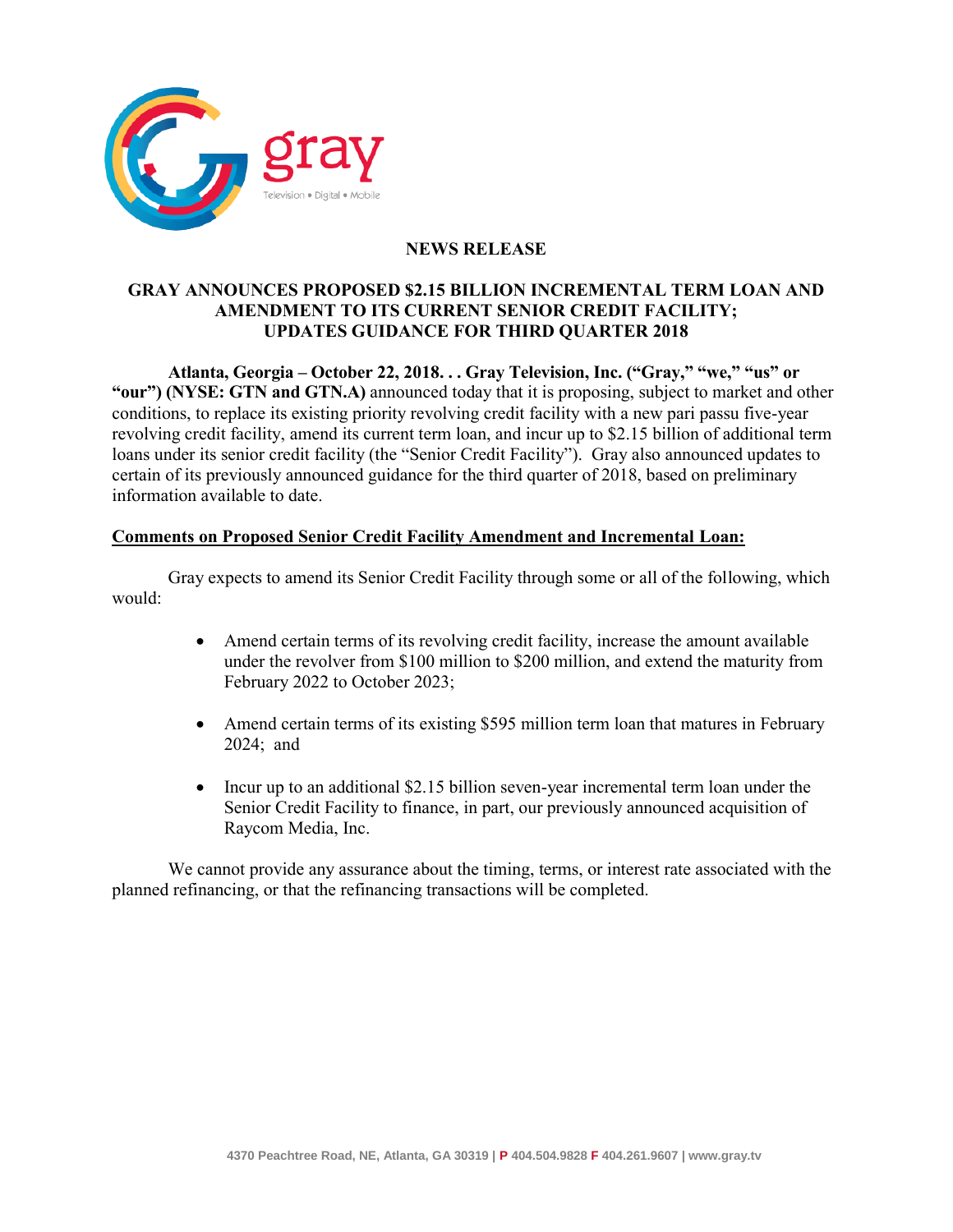## NEWS RELEASE

# GRAY ANNOUNCES PROPOSED $2.15 BILLION INCREMENTAL TERM LOAN AND AMENDMENT TO ITS CURRENT SENIOR CREDIT FACILITY; UPDATES GUIDANCE FOR THIRD QUARTER 2018

**Atlanta, Georgia – October 22, 2018. . . Gray Television, Inc. ("Gray," "we," "us" or "our") (NYSE: GTN and GTN.A)** announced today that it is proposing, subject to market and other conditions, to replace its existing priority revolving credit facility with a new pari passu five-year revolving credit facility, amend its current term loan, and incur up to $2.15 billion of additional term loans under its senior credit facility (the "Senior Credit Facility"). Gray also announced updates to certain of its previously announced guidance for the third quarter of 2018, based on preliminary information available to date.

**<u>Comments on Proposed Senior Credit Facility Amendment and Incremental Loan:</u>**

Gray expects to amend its Senior Credit Facility through some or all of the following, which would:

- Amend certain terms of its revolving credit facility, increase the amount available under the revolver from $100 million to $200 million, and extend the maturity from February 2022 to October 2023;
- Amend certain terms of its existing $595 million term loan that matures in February 2024; and
- Incur up to an additional $2.15 billion seven-year incremental term loan under the Senior Credit Facility to finance, in part, our previously announced acquisition of Raycom Media, Inc.

We cannot provide any assurance about the timing, terms, or interest rate associated with the planned refinancing, or that the refinancing transactions will be completed.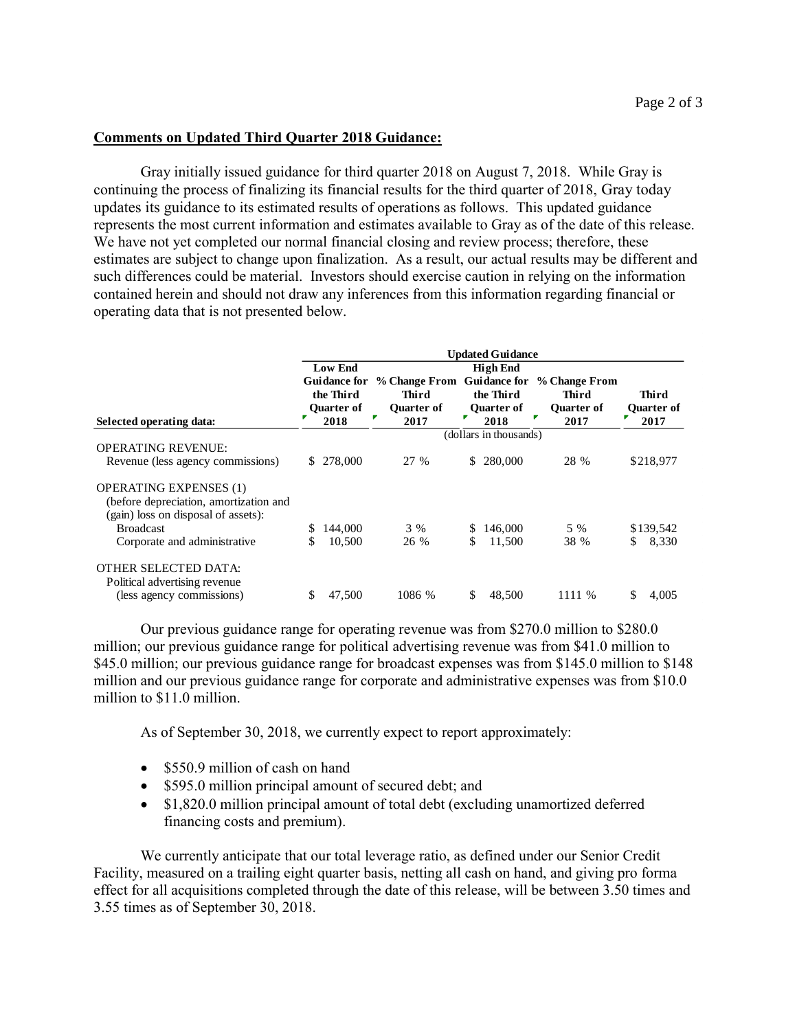**Comments on Updated Third Quarter 2018 Guidance:**

Gray initially issued guidance for third quarter 2018 on August 7, 2018. While Gray is continuing the process of finalizing its financial results for the third quarter of 2018, Gray today updates its guidance to its estimated results of operations as follows. This updated guidance represents the most current information and estimates available to Gray as of the date of this release. We have not yet completed our normal financial closing and review process; therefore, these estimates are subject to change upon finalization. As a result, our actual results may be different and such differences could be material. Investors should exercise caution in relying on the information contained herein and should not draw any inferences from this information regarding financial or operating data that is not presented below.

| | Updated Guidance | | | | |
|---|---|---|---|---|---|
| Selected operating data: | Low End Guidance for the Third Quarter of 2018 | % Change From Third Quarter of 2017 | High End Guidance for the Third Quarter of 2018 | % Change From Third Quarter of 2017 | Third Quarter of 2017 |
| | (dollars in thousands) | | | | |
| OPERATING REVENUE: | | | | | |
| Revenue (less agency commissions) | $ 278,000 | 27 % | $ 280,000 | 28 % | $218,977 |
| OPERATING EXPENSES (1) (before depreciation, amortization and (gain) loss on disposal of assets): | | | | | |
| Broadcast | $ 144,000 | 3 % | $ 146,000 | 5 % | $139,542 |
| Corporate and administrative | $ 10,500 | 26 % | $ 11,500 | 38 % | $ 8,330 |
| OTHER SELECTED DATA: | | | | | |
| Political advertising revenue (less agency commissions) | $ 47,500 | 1086 % | $ 48,500 | 1111 % | $ 4,005 |

Our previous guidance range for operating revenue was from $270.0 million to $280.0 million; our previous guidance range for political advertising revenue was from $41.0 million to $45.0 million; our previous guidance range for broadcast expenses was from $145.0 million to $148 million and our previous guidance range for corporate and administrative expenses was from $10.0 million to $11.0 million.

As of September 30, 2018, we currently expect to report approximately:

- $550.9 million of cash on hand
- $595.0 million principal amount of secured debt; and
- $1,820.0 million principal amount of total debt (excluding unamortized deferred financing costs and premium).

We currently anticipate that our total leverage ratio, as defined under our Senior Credit Facility, measured on a trailing eight quarter basis, netting all cash on hand, and giving pro forma effect for all acquisitions completed through the date of this release, will be between 3.50 times and 3.55 times as of September 30, 2018.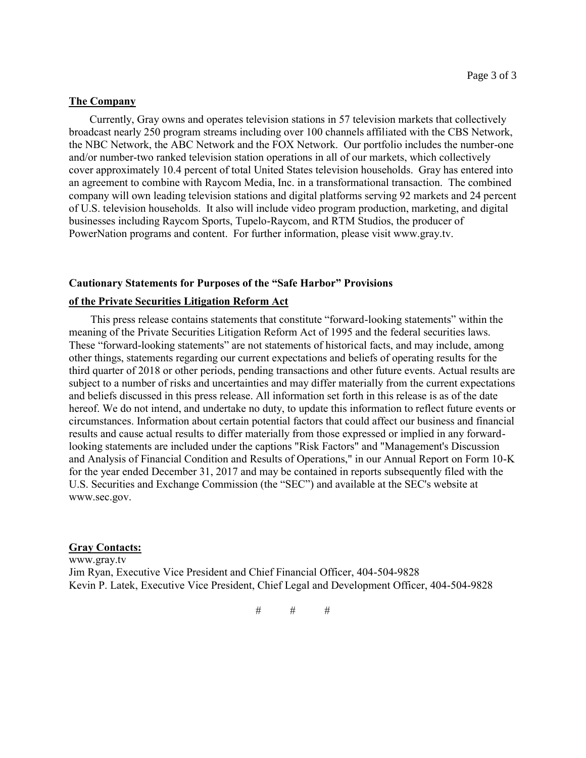## The Company

Currently, Gray owns and operates television stations in 57 television markets that collectively broadcast nearly 250 program streams including over 100 channels affiliated with the CBS Network, the NBC Network, the ABC Network and the FOX Network. Our portfolio includes the number-one and/or number-two ranked television station operations in all of our markets, which collectively cover approximately 10.4 percent of total United States television households. Gray has entered into an agreement to combine with Raycom Media, Inc. in a transformational transaction. The combined company will own leading television stations and digital platforms serving 92 markets and 24 percent of U.S. television households. It also will include video program production, marketing, and digital businesses including Raycom Sports, Tupelo-Raycom, and RTM Studios, the producer of PowerNation programs and content. For further information, please visit www.gray.tv.

## Cautionary Statements for Purposes of the "Safe Harbor" Provisions of the Private Securities Litigation Reform Act

This press release contains statements that constitute "forward-looking statements" within the meaning of the Private Securities Litigation Reform Act of 1995 and the federal securities laws. These "forward-looking statements" are not statements of historical facts, and may include, among other things, statements regarding our current expectations and beliefs of operating results for the third quarter of 2018 or other periods, pending transactions and other future events. Actual results are subject to a number of risks and uncertainties and may differ materially from the current expectations and beliefs discussed in this press release. All information set forth in this release is as of the date hereof. We do not intend, and undertake no duty, to update this information to reflect future events or circumstances. Information about certain potential factors that could affect our business and financial results and cause actual results to differ materially from those expressed or implied in any forward-looking statements are included under the captions "Risk Factors" and "Management's Discussion and Analysis of Financial Condition and Results of Operations," in our Annual Report on Form 10-K for the year ended December 31, 2017 and may be contained in reports subsequently filed with the U.S. Securities and Exchange Commission (the "SEC") and available at the SEC's website at www.sec.gov.

**Gray Contacts:**

www.gray.tv
Jim Ryan, Executive Vice President and Chief Financial Officer, 404-504-9828
Kevin P. Latek, Executive Vice President, Chief Legal and Development Officer, 404-504-9828

# # #